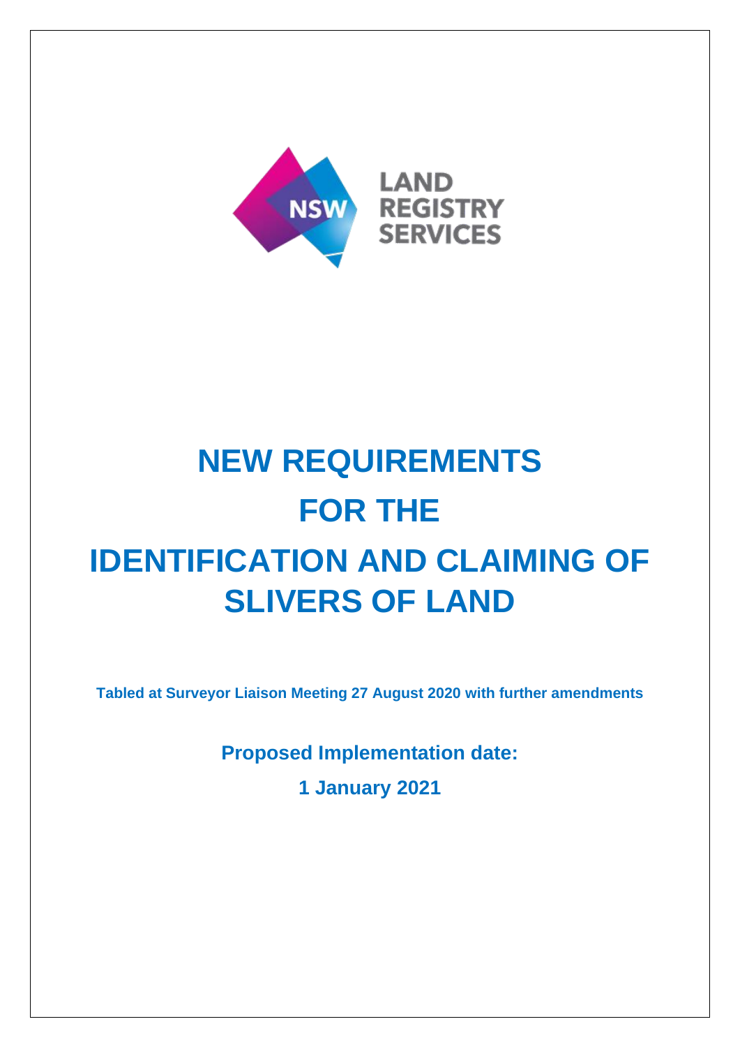NSW LAND REGISTRY SERVICES

# NEW REQUIREMENTS FOR THE IDENTIFICATION AND CLAIMING OF SLIVERS OF LAND

**Tabled at Surveyor Liaison Meeting 27 August 2020 with further amendments**

**Proposed Implementation date:**

**1 January 2021**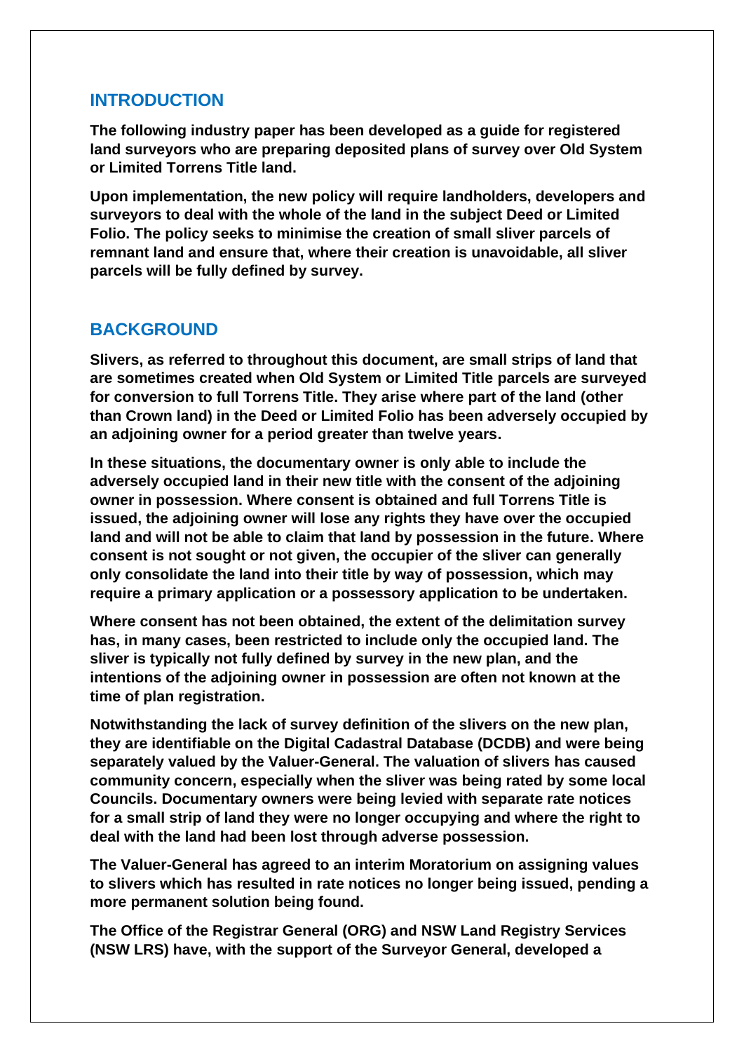## INTRODUCTION

**The following industry paper has been developed as a guide for registered land surveyors who are preparing deposited plans of survey over Old System or Limited Torrens Title land.**

**Upon implementation, the new policy will require landholders, developers and surveyors to deal with the whole of the land in the subject Deed or Limited Folio. The policy seeks to minimise the creation of small sliver parcels of remnant land and ensure that, where their creation is unavoidable, all sliver parcels will be fully defined by survey.**

## BACKGROUND

**Slivers, as referred to throughout this document, are small strips of land that are sometimes created when Old System or Limited Title parcels are surveyed for conversion to full Torrens Title. They arise where part of the land (other than Crown land) in the Deed or Limited Folio has been adversely occupied by an adjoining owner for a period greater than twelve years.**

**In these situations, the documentary owner is only able to include the adversely occupied land in their new title with the consent of the adjoining owner in possession. Where consent is obtained and full Torrens Title is issued, the adjoining owner will lose any rights they have over the occupied land and will not be able to claim that land by possession in the future. Where consent is not sought or not given, the occupier of the sliver can generally only consolidate the land into their title by way of possession, which may require a primary application or a possessory application to be undertaken.**

**Where consent has not been obtained, the extent of the delimitation survey has, in many cases, been restricted to include only the occupied land. The sliver is typically not fully defined by survey in the new plan, and the intentions of the adjoining owner in possession are often not known at the time of plan registration.**

**Notwithstanding the lack of survey definition of the slivers on the new plan, they are identifiable on the Digital Cadastral Database (DCDB) and were being separately valued by the Valuer-General. The valuation of slivers has caused community concern, especially when the sliver was being rated by some local Councils. Documentary owners were being levied with separate rate notices for a small strip of land they were no longer occupying and where the right to deal with the land had been lost through adverse possession.**

**The Valuer-General has agreed to an interim Moratorium on assigning values to slivers which has resulted in rate notices no longer being issued, pending a more permanent solution being found.**

**The Office of the Registrar General (ORG) and NSW Land Registry Services (NSW LRS) have, with the support of the Surveyor General, developed a**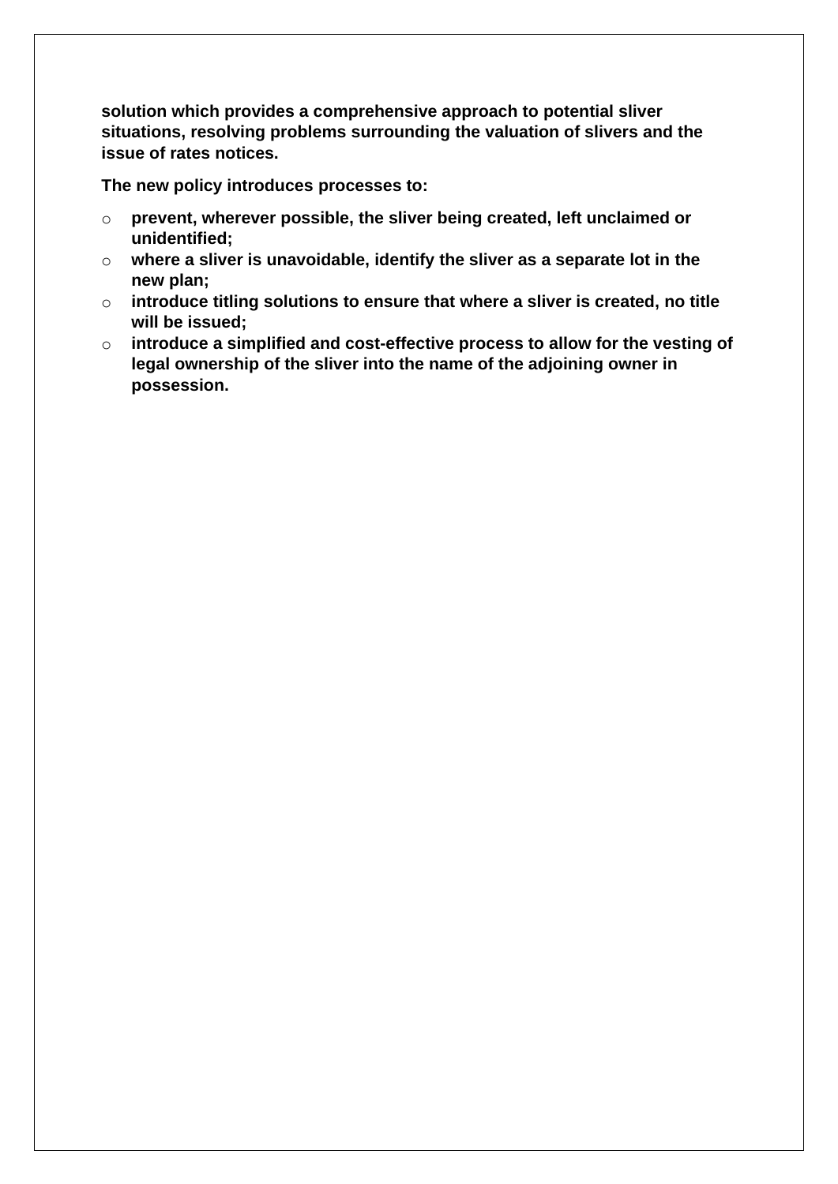**solution which provides a comprehensive approach to potential sliver situations, resolving problems surrounding the valuation of slivers and the issue of rates notices.**

**The new policy introduces processes to:**

- **prevent, wherever possible, the sliver being created, left unclaimed or unidentified;**
- **where a sliver is unavoidable, identify the sliver as a separate lot in the new plan;**
- **introduce titling solutions to ensure that where a sliver is created, no title will be issued;**
- **introduce a simplified and cost-effective process to allow for the vesting of legal ownership of the sliver into the name of the adjoining owner in possession.**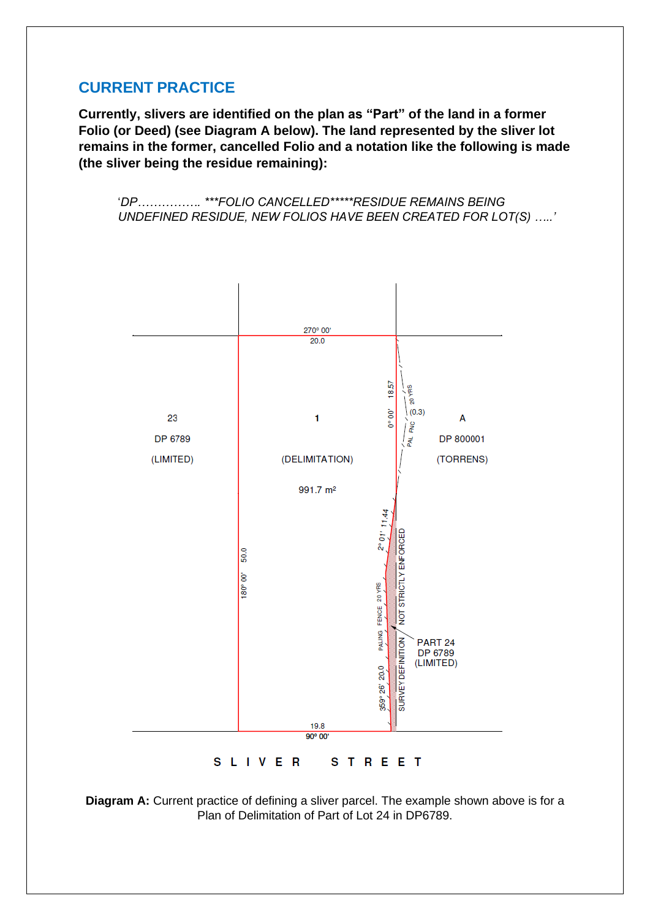## CURRENT PRACTICE

**Currently, slivers are identified on the plan as "Part" of the land in a former Folio (or Deed) (see Diagram A below). The land represented by the sliver lot remains in the former, cancelled Folio and a notation like the following is made (the sliver being the residue remaining):**

> '*DP…………… ***FOLIO CANCELLED*****RESIDUE REMAINS BEING UNDEFINED RESIDUE, NEW FOLIOS HAVE BEEN CREATED FOR LOT(S) …..'*

270° 00' 20.0

23 DP 6789 (LIMITED)

1 (DELIMITATION) 991.7 m²

A DP 800001 (TORRENS)

0° 00' 18.57

20 YRS (0.3) PAL FNC

2° 01' 11.44

NOT STRICTLY ENFORCED

PALING FENCE 20 YRS

SURVEY DEFINITION

PART 24 DP 6789 (LIMITED)

180° 00' 50.0

359° 26' 20.0

19.8 90° 00'

SLIVER STREET

**Diagram A:** Current practice of defining a sliver parcel. The example shown above is for a Plan of Delimitation of Part of Lot 24 in DP6789.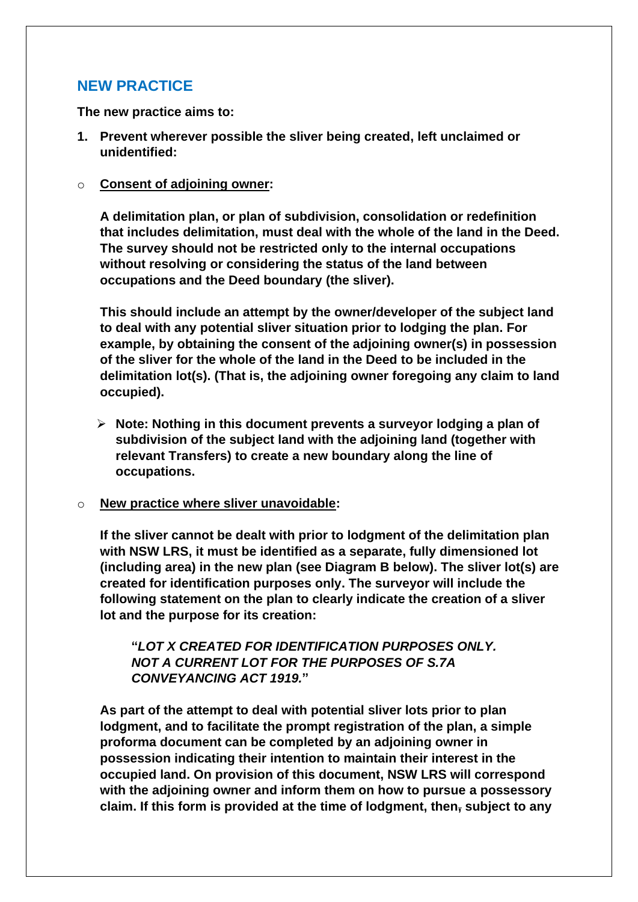## NEW PRACTICE

**The new practice aims to:**

1. **Prevent wherever possible the sliver being created, left unclaimed or unidentified:**

- **Consent of adjoining owner:**

  **A delimitation plan, or plan of subdivision, consolidation or redefinition that includes delimitation, must deal with the whole of the land in the Deed. The survey should not be restricted only to the internal occupations without resolving or considering the status of the land between occupations and the Deed boundary (the sliver).**

  **This should include an attempt by the owner/developer of the subject land to deal with any potential sliver situation prior to lodging the plan. For example, by obtaining the consent of the adjoining owner(s) in possession of the sliver for the whole of the land in the Deed to be included in the delimitation lot(s). (That is, the adjoining owner foregoing any claim to land occupied).**

  - **Note: Nothing in this document prevents a surveyor lodging a plan of subdivision of the subject land with the adjoining land (together with relevant Transfers) to create a new boundary along the line of occupations.**

- **New practice where sliver unavoidable:**

  **If the sliver cannot be dealt with prior to lodgment of the delimitation plan with NSW LRS, it must be identified as a separate, fully dimensioned lot (including area) in the new plan (see Diagram B below). The sliver lot(s) are created for identification purposes only. The surveyor will include the following statement on the plan to clearly indicate the creation of a sliver lot and the purpose for its creation:**

  > **"*LOT X CREATED FOR IDENTIFICATION PURPOSES ONLY. NOT A CURRENT LOT FOR THE PURPOSES OF S.7A CONVEYANCING ACT 1919.*"**

  **As part of the attempt to deal with potential sliver lots prior to plan lodgment, and to facilitate the prompt registration of the plan, a simple proforma document can be completed by an adjoining owner in possession indicating their intention to maintain their interest in the occupied land. On provision of this document, NSW LRS will correspond with the adjoining owner and inform them on how to pursue a possessory claim. If this form is provided at the time of lodgment, then ~~,~~ subject to any**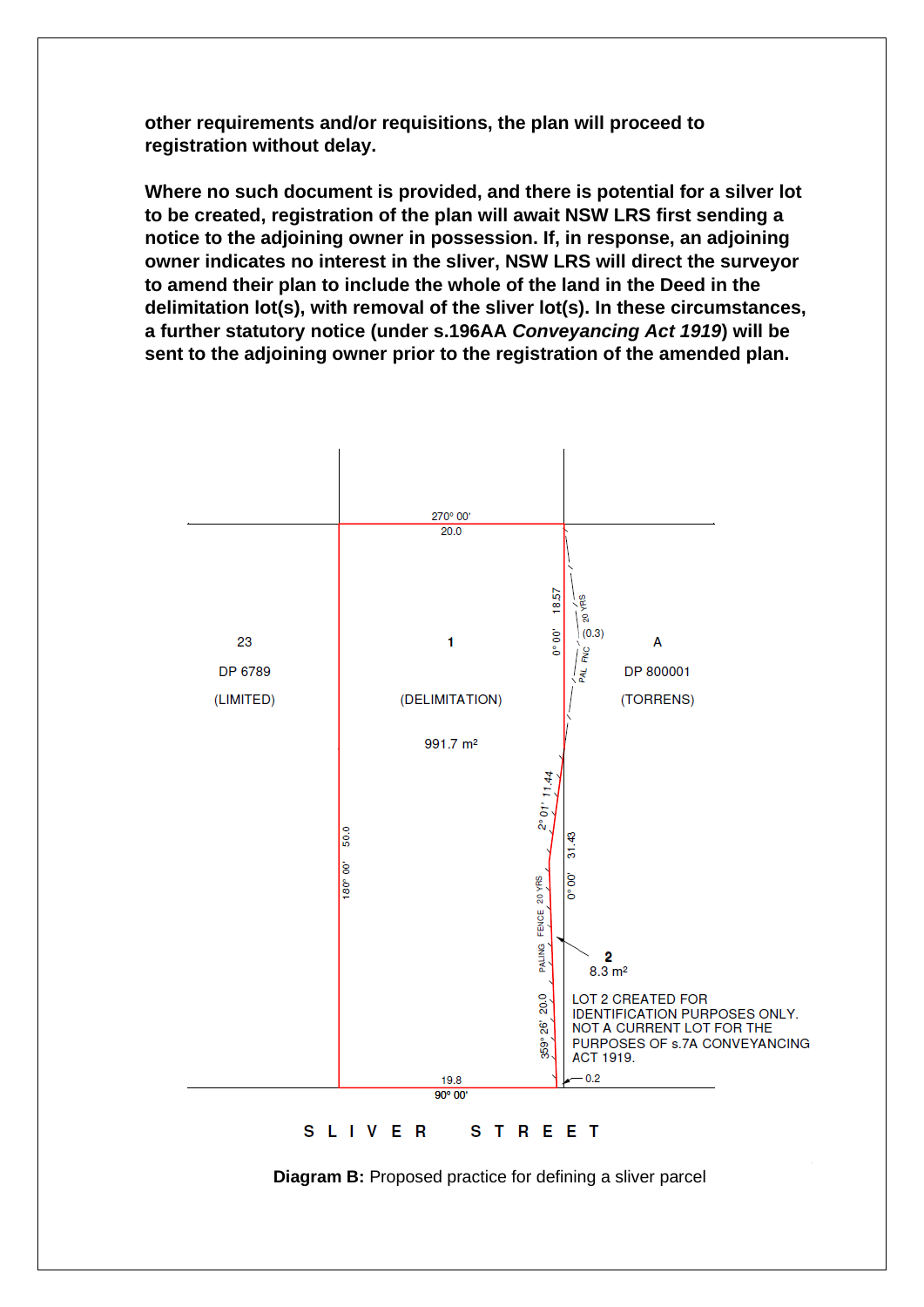**other requirements and/or requisitions, the plan will proceed to registration without delay.**

**Where no such document is provided, and there is potential for a silver lot to be created, registration of the plan will await NSW LRS first sending a notice to the adjoining owner in possession. If, in response, an adjoining owner indicates no interest in the sliver, NSW LRS will direct the surveyor to amend their plan to include the whole of the land in the Deed in the delimitation lot(s), with removal of the sliver lot(s). In these circumstances, a further statutory notice (under s.196AA *Conveyancing Act 1919*) will be sent to the adjoining owner prior to the registration of the amended plan.**

270° 00'
20.0

23
DP 6789
(LIMITED)

1
(DELIMITATION)
991.7 m²

A
DP 800001
(TORRENS)

0° 00' 18.57

(0.3)

PAL FNC 20 YRS

2° 01' 11.44

180° 00' 50.0

0° 00' 31.43

PALING FENCE 20 YRS

2
8.3 m²

LOT 2 CREATED FOR IDENTIFICATION PURPOSES ONLY. NOT A CURRENT LOT FOR THE PURPOSES OF s.7A CONVEYANCING ACT 1919.

359° 26' 20.0

19.8
90° 00'

0.2

S L I V E R   S T R E E T

**Diagram B:** Proposed practice for defining a sliver parcel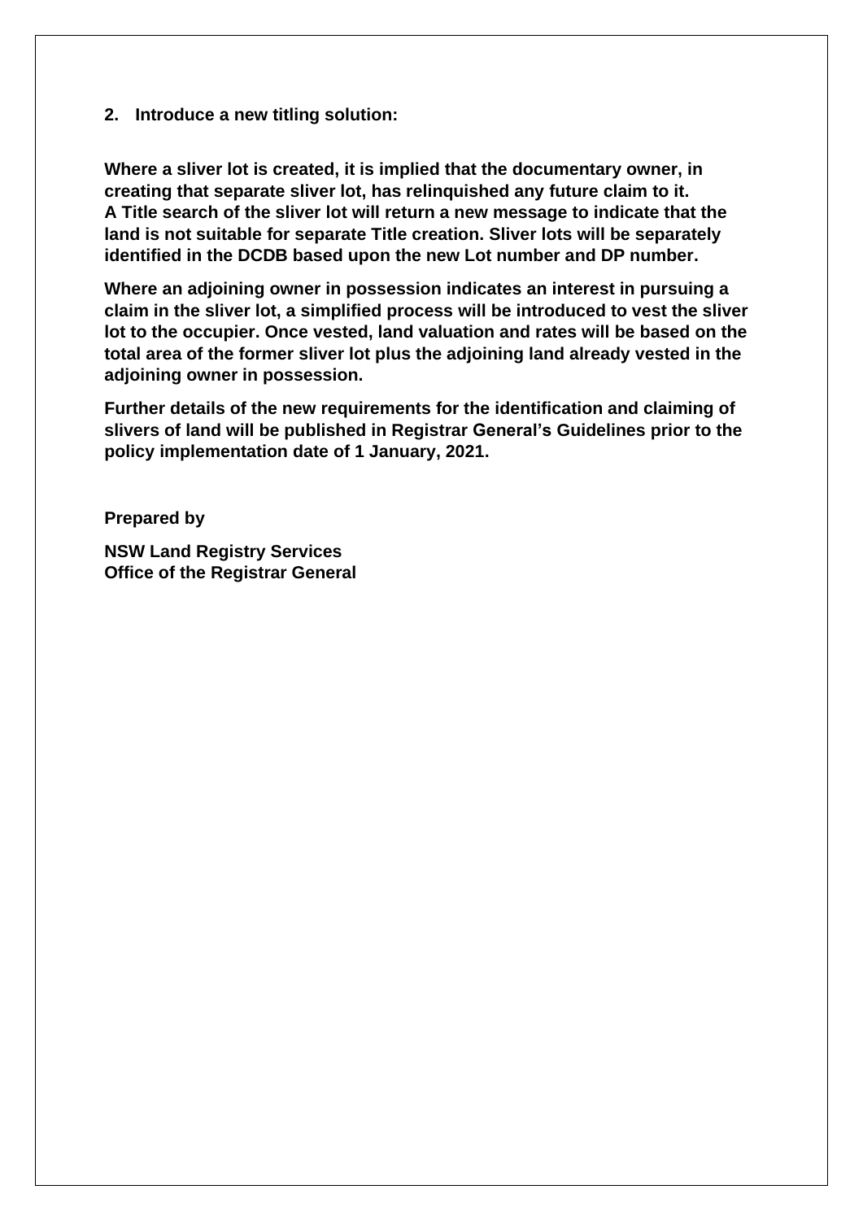**2. Introduce a new titling solution:**

**Where a sliver lot is created, it is implied that the documentary owner, in creating that separate sliver lot, has relinquished any future claim to it. A Title search of the sliver lot will return a new message to indicate that the land is not suitable for separate Title creation. Sliver lots will be separately identified in the DCDB based upon the new Lot number and DP number.**

**Where an adjoining owner in possession indicates an interest in pursuing a claim in the sliver lot, a simplified process will be introduced to vest the sliver lot to the occupier. Once vested, land valuation and rates will be based on the total area of the former sliver lot plus the adjoining land already vested in the adjoining owner in possession.**

**Further details of the new requirements for the identification and claiming of slivers of land will be published in Registrar General's Guidelines prior to the policy implementation date of 1 January, 2021.**

**Prepared by**

**NSW Land Registry Services**
**Office of the Registrar General**